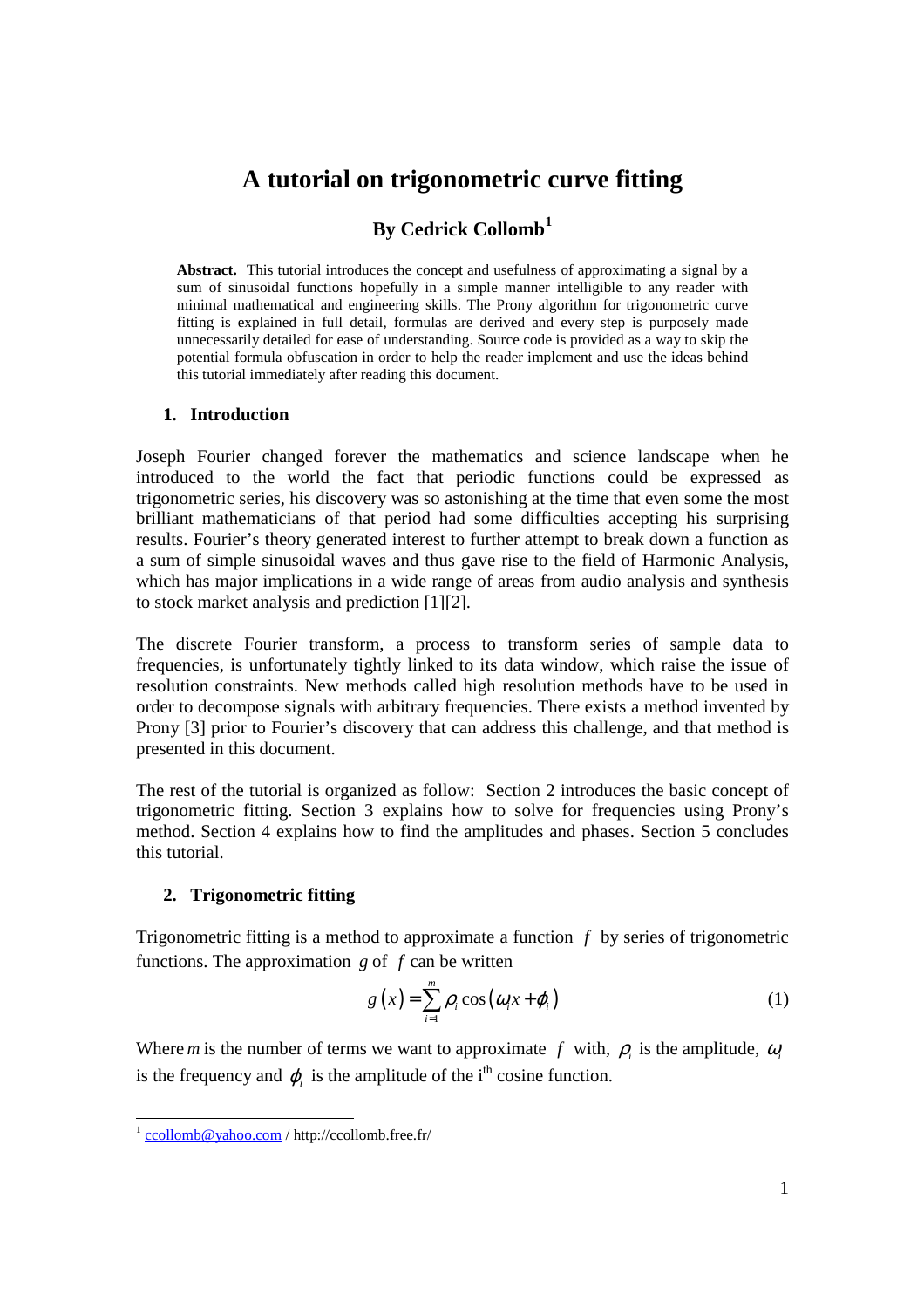# A tutorial on trigonometric curve fitting

## By Cedrick Collomb[1]

**Abstract.** This tutorial introduces the concept and usefulness of approximating a signal by a sum of sinusoidal functions hopefully in a simple manner intelligible to any reader with minimal mathematical and engineering skills. The Prony algorithm for trigonometric curve fitting is explained in full detail, formulas are derived and every step is purposely made unnecessarily detailed for ease of understanding. Source code is provided as a way to skip the potential formula obfuscation in order to help the reader implement and use the ideas behind this tutorial immediately after reading this document.

### 1. Introduction

Joseph Fourier changed forever the mathematics and science landscape when he introduced to the world the fact that periodic functions could be expressed as trigonometric series, his discovery was so astonishing at the time that even some the most brilliant mathematicians of that period had some difficulties accepting his surprising results. Fourier's theory generated interest to further attempt to break down a function as a sum of simple sinusoidal waves and thus gave rise to the field of Harmonic Analysis, which has major implications in a wide range of areas from audio analysis and synthesis to stock market analysis and prediction [1][2].

The discrete Fourier transform, a process to transform series of sample data to frequencies, is unfortunately tightly linked to its data window, which raise the issue of resolution constraints. New methods called high resolution methods have to be used in order to decompose signals with arbitrary frequencies. There exists a method invented by Prony [3] prior to Fourier's discovery that can address this challenge, and that method is presented in this document.

The rest of the tutorial is organized as follow: Section 2 introduces the basic concept of trigonometric fitting. Section 3 explains how to solve for frequencies using Prony's method. Section 4 explains how to find the amplitudes and phases. Section 5 concludes this tutorial.

### 2. Trigonometric fitting

Trigonometric fitting is a method to approximate a function $f$ by series of trigonometric functions. The approximation $g$ of $f$ can be written

$$g(x) = \sum_{i=1}^{m} \rho_i \cos(\omega_i x + \varphi_i) \tag{1}$$

Where $m$ is the number of terms we want to approximate $f$ with, $\rho_i$ is the amplitude, $\omega_i$ is the frequency and $\varphi_i$ is the amplitude of the i[th] cosine function.

[1] ccollomb@yahoo.com / http://ccollomb.free.fr/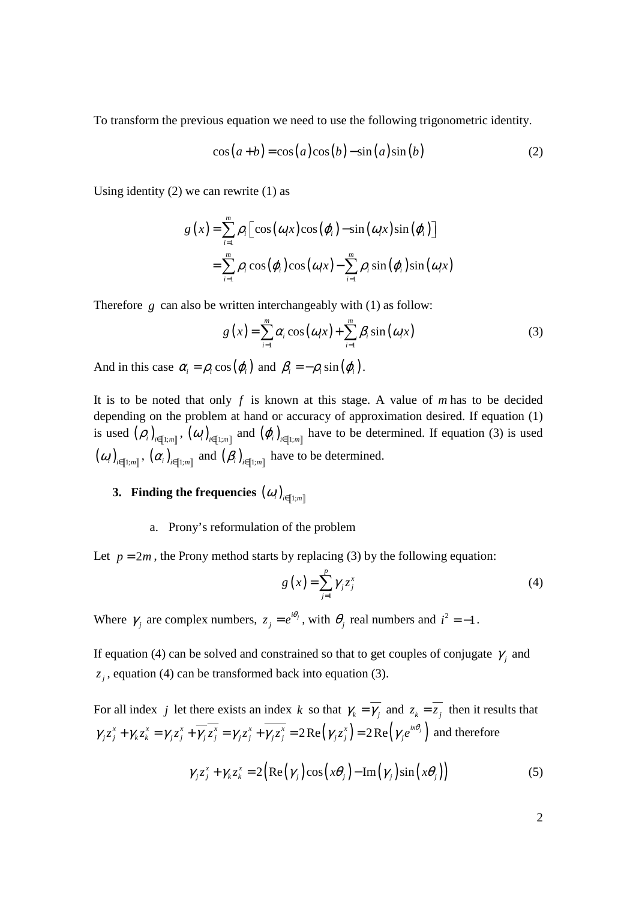To transform the previous equation we need to use the following trigonometric identity.

$$\cos(a+b) = \cos(a)\cos(b) - \sin(a)\sin(b) \tag{2}$$

Using identity (2) we can rewrite (1) as

$$\begin{aligned} g(x) &= \sum_{i=1}^{m} \rho_i \left[ \cos(\omega_i x)\cos(\varphi_i) - \sin(\omega_i x)\sin(\varphi_i) \right] \\ &= \sum_{i=1}^{m} \rho_i \cos(\varphi_i)\cos(\omega_i x) - \sum_{i=1}^{m} \rho_i \sin(\varphi_i)\sin(\omega_i x) \end{aligned}$$

Therefore $g$ can also be written interchangeably with (1) as follow:

$$g(x) = \sum_{i=1}^{m} \alpha_i \cos(\omega_i x) + \sum_{i=1}^{m} \beta_i \sin(\omega_i x) \tag{3}$$

And in this case $\alpha_i = \rho_i \cos(\varphi_i)$ and $\beta_i = -\rho_i \sin(\varphi_i)$.

It is to be noted that only $f$ is known at this stage. A value of $m$ has to be decided depending on the problem at hand or accuracy of approximation desired. If equation (1) is used $(\rho_i)_{i\in[\![1;m]\!]}$, $(\omega_i)_{i\in[\![1;m]\!]}$ and $(\varphi_i)_{i\in[\![1;m]\!]}$ have to be determined. If equation (3) is used $(\omega_i)_{i\in[\![1;m]\!]}$, $(\alpha_i)_{i\in[\![1;m]\!]}$ and $(\beta_i)_{i\in[\![1;m]\!]}$ have to be determined.

## 3. Finding the frequencies $(\omega_i)_{i\in[\![1;m]\!]}$

### a. Prony's reformulation of the problem

Let $p = 2m$, the Prony method starts by replacing (3) by the following equation:

$$g(x) = \sum_{j=1}^{p} \gamma_j z_j^x \tag{4}$$

Where $\gamma_j$ are complex numbers, $z_j = e^{i\theta_j}$, with $\theta_j$ real numbers and $i^2 = -1$.

If equation (4) can be solved and constrained so that to get couples of conjugate $\gamma_j$ and $z_j$, equation (4) can be transformed back into equation (3).

For all index $j$ let there exists an index $k$ so that $\gamma_k = \overline{\gamma_j}$ and $z_k = \overline{z_j}$ then it results that $\gamma_j z_j^x + \gamma_k z_k^x = \gamma_j z_j^x + \overline{\gamma_j}\,\overline{z_j^x} = \gamma_j z_j^x + \overline{\gamma_j z_j^x} = 2\operatorname{Re}\left(\gamma_j z_j^x\right) = 2\operatorname{Re}\left(\gamma_j e^{ix\theta_j}\right)$ and therefore

$$\gamma_j z_j^x + \gamma_k z_k^x = 2\left(\operatorname{Re}(\gamma_j)\cos(x\theta_j) - \operatorname{Im}(\gamma_j)\sin(x\theta_j)\right) \tag{5}$$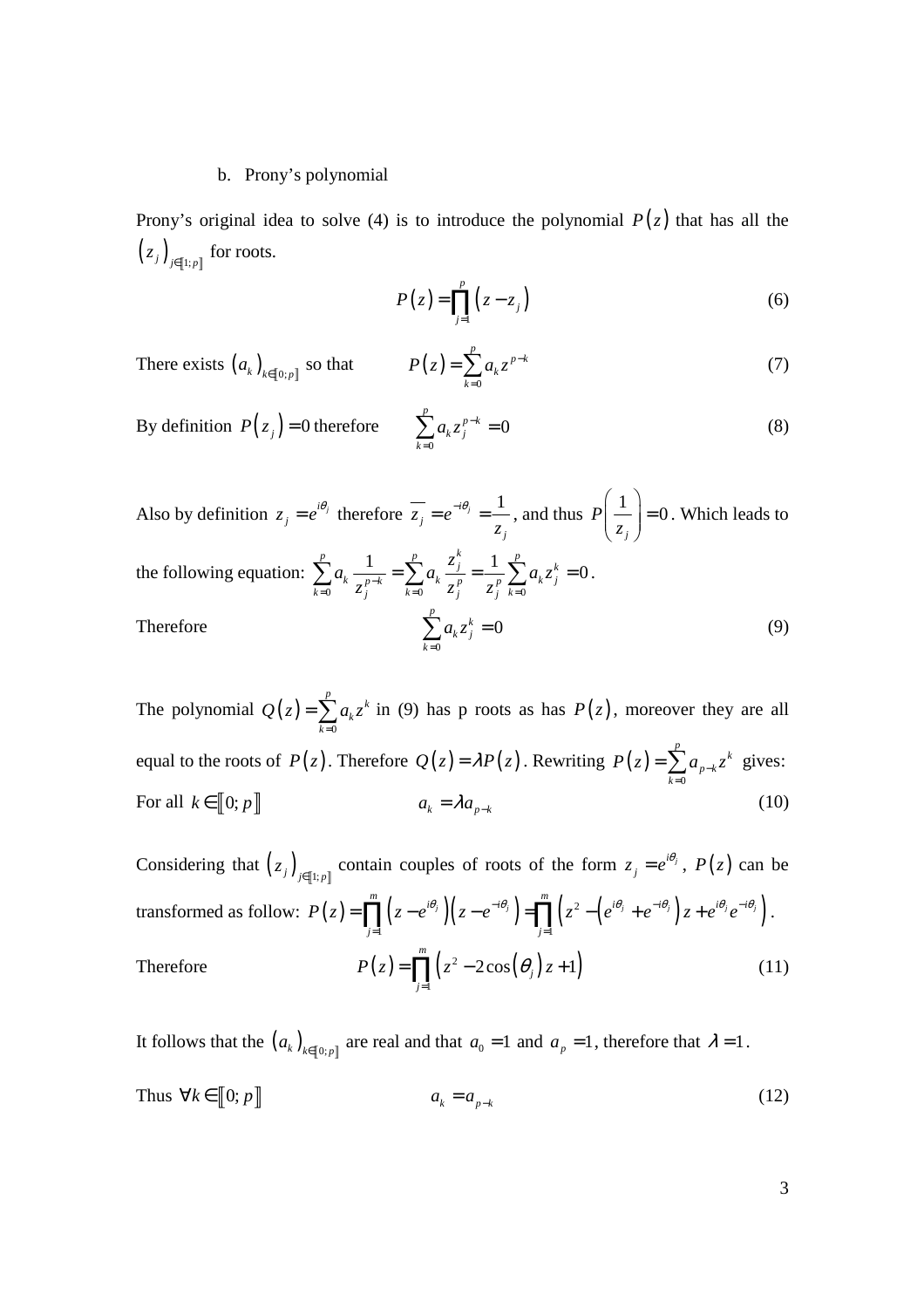### b. Prony's polynomial

Prony's original idea to solve (4) is to introduce the polynomial $P(z)$ that has all the $(z_j)_{j\in[\![1;p]\!]}$ for roots.

$$P(z) = \prod_{j=1}^{p} (z - z_j) \tag{6}$$

There exists $(a_k)_{k\in[\![0;p]\!]}$ so that $\quad P(z) = \sum_{k=0}^{p} a_k z^{p-k} \quad (7)$

By definition $P(z_j) = 0$ therefore $\quad \sum_{k=0}^{p} a_k z_j^{p-k} = 0 \quad (8)$

Also by definition $z_j = e^{i\theta_j}$ therefore $\overline{z_j} = e^{-i\theta_j} = \dfrac{1}{z_j}$, and thus $P\left(\dfrac{1}{z_j}\right) = 0$. Which leads to the following equation: $\sum_{k=0}^{p} a_k \dfrac{1}{z_j^{p-k}} = \sum_{k=0}^{p} a_k \dfrac{z_j^k}{z_j^p} = \dfrac{1}{z_j^p} \sum_{k=0}^{p} a_k z_j^k = 0$.

Therefore $\quad \sum_{k=0}^{p} a_k z_j^k = 0 \quad (9)$

The polynomial $Q(z) = \sum_{k=0}^{p} a_k z^k$ in (9) has p roots as has $P(z)$, moreover they are all equal to the roots of $P(z)$. Therefore $Q(z) = \lambda P(z)$. Rewriting $P(z) = \sum_{k=0}^{p} a_{p-k} z^k$ gives:

For all $k \in [\![0;p]\!]$ $\quad a_k = \lambda a_{p-k} \quad (10)$

Considering that $(z_j)_{j\in[\![1;p]\!]}$ contain couples of roots of the form $z_j = e^{i\theta_j}$, $P(z)$ can be transformed as follow: $P(z) = \prod_{j=1}^{m} (z - e^{i\theta_j})(z - e^{-i\theta_j}) = \prod_{j=1}^{m} \left(z^2 - (e^{i\theta_j} + e^{-i\theta_j}) z + e^{i\theta_j} e^{-i\theta_j}\right)$.

Therefore $\quad P(z) = \prod_{j=1}^{m} \left(z^2 - 2\cos(\theta_j) z + 1\right) \quad (11)$

It follows that the $(a_k)_{k\in[\![0;p]\!]}$ are real and that $a_0 = 1$ and $a_p = 1$, therefore that $\lambda = 1$.

Thus $\forall k \in [\![0;p]\!]$ $\quad a_k = a_{p-k} \quad (12)$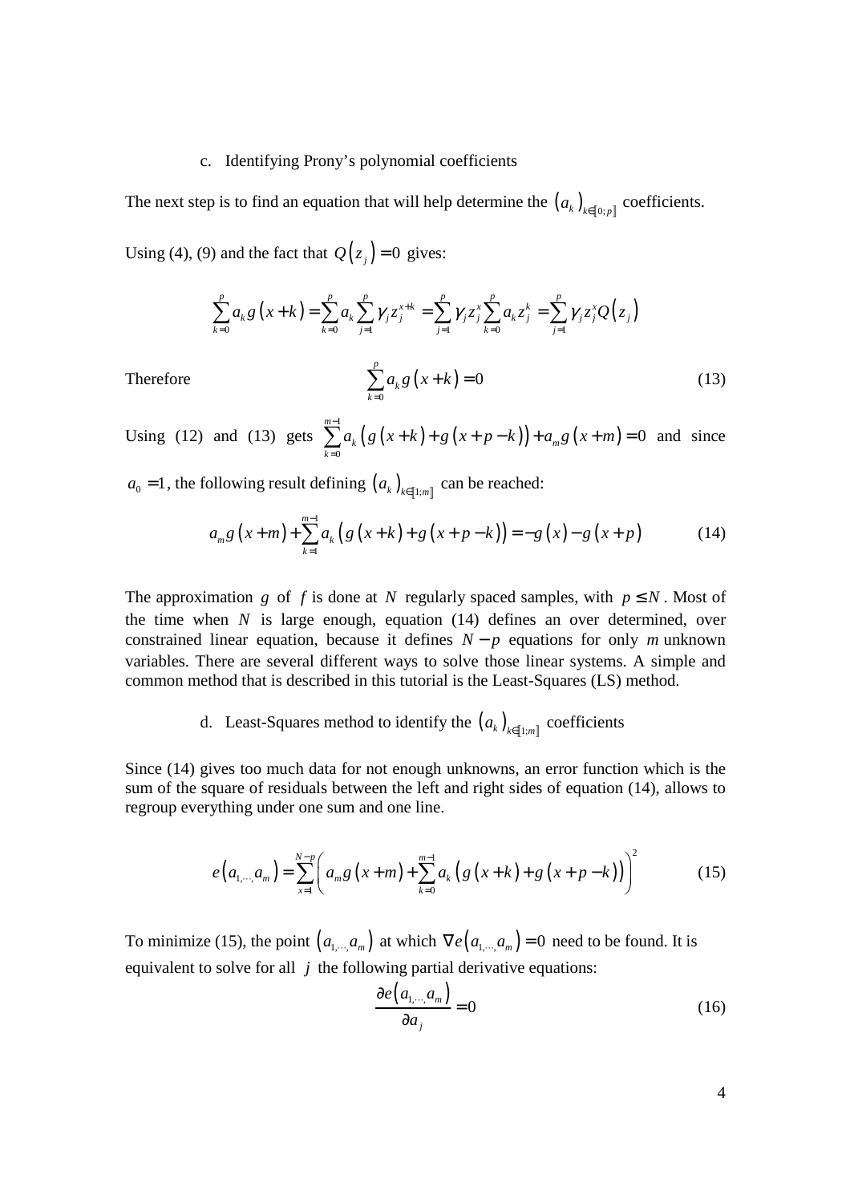c. Identifying Prony's polynomial coefficients

The next step is to find an equation that will help determine the $\left(a_k\right)_{k\in[\![0;p]\!]}$ coefficients.

Using (4), (9) and the fact that $Q\left(z_j\right)=0$ gives:

$$\sum_{k=0}^{p} a_k g\left(x+k\right)=\sum_{k=0}^{p} a_k \sum_{j=1}^{p} \gamma_j z_j^{x+k}=\sum_{j=1}^{p} \gamma_j z_j^{x} \sum_{k=0}^{p} a_k z_j^{k}=\sum_{j=1}^{p} \gamma_j z_j^{x} Q\left(z_j\right)$$

Therefore

$$\sum_{k=0}^{p} a_k g\left(x+k\right)=0 \tag{13}$$

Using (12) and (13) gets $\sum_{k=0}^{m-1} a_k\left(g\left(x+k\right)+g\left(x+p-k\right)\right)+a_m g\left(x+m\right)=0$ and since $a_0=1$, the following result defining $\left(a_k\right)_{k\in[\![1;m]\!]}$ can be reached:

$$a_m g\left(x+m\right)+\sum_{k=1}^{m-1} a_k\left(g\left(x+k\right)+g\left(x+p-k\right)\right)=-g\left(x\right)-g\left(x+p\right) \tag{14}$$

The approximation $g$ of $f$ is done at $N$ regularly spaced samples, with $p\leq N$. Most of the time when $N$ is large enough, equation (14) defines an over determined, over constrained linear equation, because it defines $N-p$ equations for only $m$ unknown variables. There are several different ways to solve those linear systems. A simple and common method that is described in this tutorial is the Least-Squares (LS) method.

d. Least-Squares method to identify the $\left(a_k\right)_{k\in[\![1;m]\!]}$ coefficients

Since (14) gives too much data for not enough unknowns, an error function which is the sum of the square of residuals between the left and right sides of equation (14), allows to regroup everything under one sum and one line.

$$e\left(a_{1,\cdots,}a_m\right)=\sum_{x=1}^{N-p}\left(a_m g\left(x+m\right)+\sum_{k=0}^{m-1} a_k\left(g\left(x+k\right)+g\left(x+p-k\right)\right)\right)^2 \tag{15}$$

To minimize (15), the point $\left(a_{1,\cdots,}a_m\right)$ at which $\nabla e\left(a_{1,\cdots,}a_m\right)=0$ need to be found. It is equivalent to solve for all $j$ the following partial derivative equations:

$$\frac{\partial e\left(a_{1,\cdots,}a_m\right)}{\partial a_j}=0 \tag{16}$$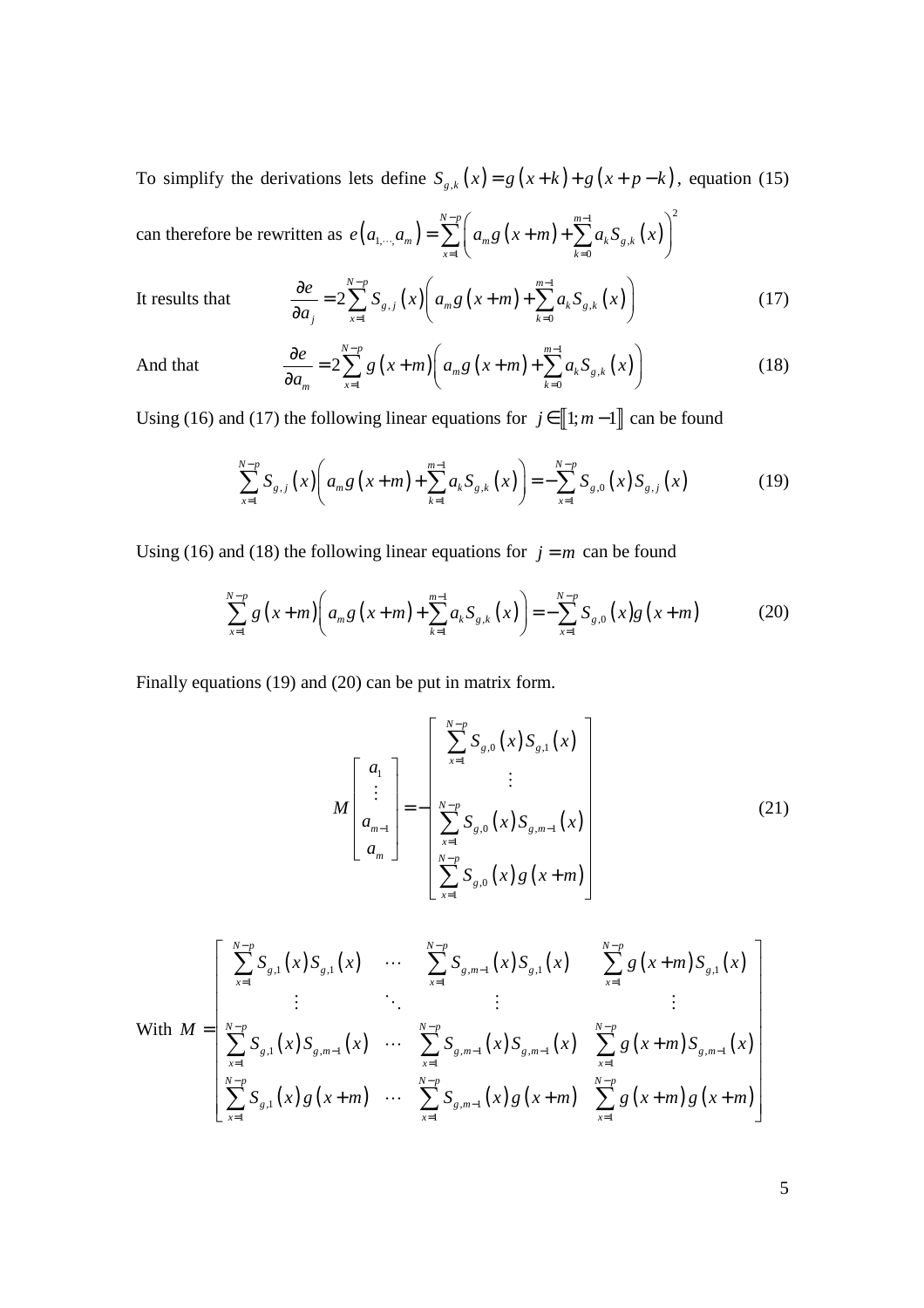To simplify the derivations lets define $S_{g,k}(x) = g(x+k) + g(x+p-k)$, equation (15) can therefore be rewritten as $e(a_{1,\cdots,}a_m) = \sum_{x=1}^{N-p}\left(a_m g(x+m) + \sum_{k=0}^{m-1} a_k S_{g,k}(x)\right)^2$

It results that

$$\frac{\partial e}{\partial a_j} = 2\sum_{x=1}^{N-p} S_{g,j}(x)\left(a_m g(x+m) + \sum_{k=0}^{m-1} a_k S_{g,k}(x)\right) \tag{17}$$

And that

$$\frac{\partial e}{\partial a_m} = 2\sum_{x=1}^{N-p} g(x+m)\left(a_m g(x+m) + \sum_{k=0}^{m-1} a_k S_{g,k}(x)\right) \tag{18}$$

Using (16) and (17) the following linear equations for $j \in [\![1; m-1]\!]$ can be found

$$\sum_{x=1}^{N-p} S_{g,j}(x)\left(a_m g(x+m) + \sum_{k=1}^{m-1} a_k S_{g,k}(x)\right) = -\sum_{x=1}^{N-p} S_{g,0}(x) S_{g,j}(x) \tag{19}$$

Using (16) and (18) the following linear equations for $j = m$ can be found

$$\sum_{x=1}^{N-p} g(x+m)\left(a_m g(x+m) + \sum_{k=1}^{m-1} a_k S_{g,k}(x)\right) = -\sum_{x=1}^{N-p} S_{g,0}(x) g(x+m) \tag{20}$$

Finally equations (19) and (20) can be put in matrix form.

$$M \begin{bmatrix} a_1 \\ \vdots \\ a_{m-1} \\ a_m \end{bmatrix} = -\begin{bmatrix} \sum_{x=1}^{N-p} S_{g,0}(x) S_{g,1}(x) \\ \vdots \\ \sum_{x=1}^{N-p} S_{g,0}(x) S_{g,m-1}(x) \\ \sum_{x=1}^{N-p} S_{g,0}(x) g(x+m) \end{bmatrix} \tag{21}$$

With
$$M = \begin{bmatrix} \sum_{x=1}^{N-p} S_{g,1}(x) S_{g,1}(x) & \cdots & \sum_{x=1}^{N-p} S_{g,m-1}(x) S_{g,1}(x) & \sum_{x=1}^{N-p} g(x+m) S_{g,1}(x) \\ \vdots & \ddots & \vdots & \vdots \\ \sum_{x=1}^{N-p} S_{g,1}(x) S_{g,m-1}(x) & \cdots & \sum_{x=1}^{N-p} S_{g,m-1}(x) S_{g,m-1}(x) & \sum_{x=1}^{N-p} g(x+m) S_{g,m-1}(x) \\ \sum_{x=1}^{N-p} S_{g,1}(x) g(x+m) & \cdots & \sum_{x=1}^{N-p} S_{g,m-1}(x) g(x+m) & \sum_{x=1}^{N-p} g(x+m) g(x+m) \end{bmatrix}$$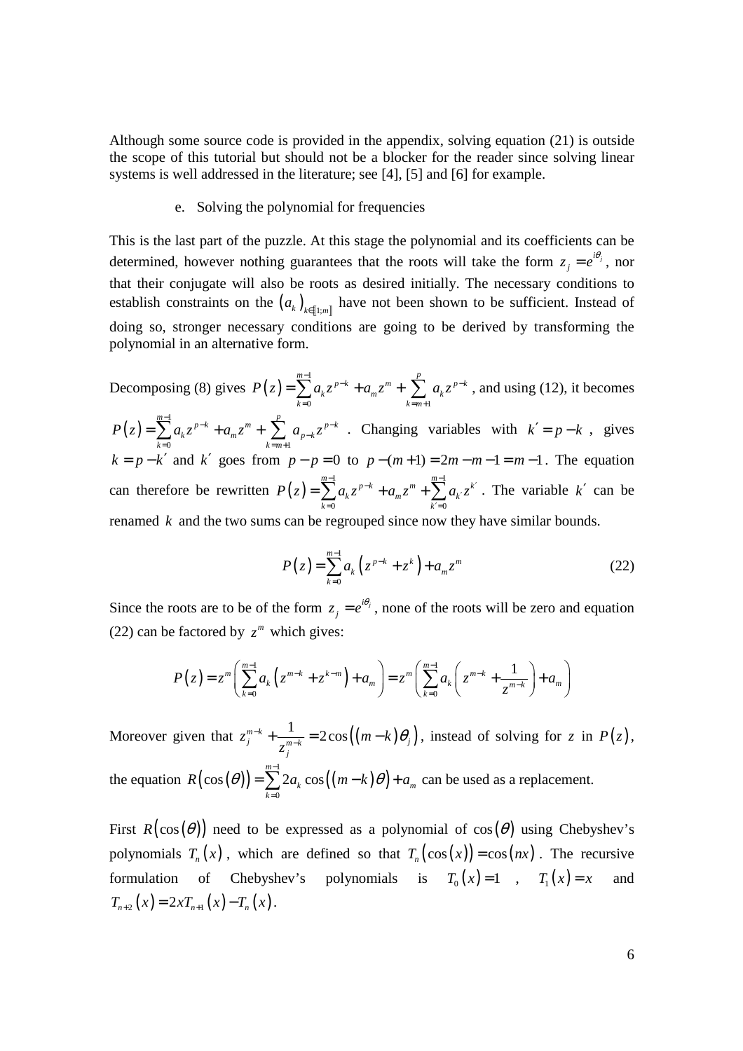Although some source code is provided in the appendix, solving equation (21) is outside the scope of this tutorial but should not be a blocker for the reader since solving linear systems is well addressed in the literature; see [4], [5] and [6] for example.

e. Solving the polynomial for frequencies

This is the last part of the puzzle. At this stage the polynomial and its coefficients can be determined, however nothing guarantees that the roots will take the form $z_j = e^{i\theta_j}$, nor that their conjugate will also be roots as desired initially. The necessary conditions to establish constraints on the $(a_k)_{k \in [\![1;m]\!]}$ have not been shown to be sufficient. Instead of doing so, stronger necessary conditions are going to be derived by transforming the polynomial in an alternative form.

Decomposing (8) gives $P(z) = \sum_{k=0}^{m-1} a_k z^{p-k} + a_m z^m + \sum_{k=m+1}^{p} a_k z^{p-k}$, and using (12), it becomes $P(z) = \sum_{k=0}^{m-1} a_k z^{p-k} + a_m z^m + \sum_{k=m+1}^{p} a_{p-k} z^{p-k}$. Changing variables with $k' = p - k$, gives $k = p - k'$ and $k'$ goes from $p - p = 0$ to $p - (m+1) = 2m - m - 1 = m - 1$. The equation can therefore be rewritten $P(z) = \sum_{k=0}^{m-1} a_k z^{p-k} + a_m z^m + \sum_{k'=0}^{m-1} a_{k'} z^{k'}$. The variable $k'$ can be renamed $k$ and the two sums can be regrouped since now they have similar bounds.

$$P(z) = \sum_{k=0}^{m-1} a_k \left( z^{p-k} + z^k \right) + a_m z^m \tag{22}$$

Since the roots are to be of the form $z_j = e^{i\theta_j}$, none of the roots will be zero and equation (22) can be factored by $z^m$ which gives:

$$P(z) = z^m \left( \sum_{k=0}^{m-1} a_k \left( z^{m-k} + z^{k-m} \right) + a_m \right) = z^m \left( \sum_{k=0}^{m-1} a_k \left( z^{m-k} + \frac{1}{z^{m-k}} \right) + a_m \right)$$

Moreover given that $z_j^{m-k} + \frac{1}{z_j^{m-k}} = 2\cos\left((m-k)\theta_j\right)$, instead of solving for $z$ in $P(z)$, the equation $R(\cos(\theta)) = \sum_{k=0}^{m-1} 2a_k \cos\left((m-k)\theta\right) + a_m$ can be used as a replacement.

First $R(\cos(\theta))$ need to be expressed as a polynomial of $\cos(\theta)$ using Chebyshev's polynomials $T_n(x)$, which are defined so that $T_n(\cos(x)) = \cos(nx)$. The recursive formulation of Chebyshev's polynomials is $T_0(x) = 1$, $T_1(x) = x$ and $T_{n+2}(x) = 2xT_{n+1}(x) - T_n(x)$.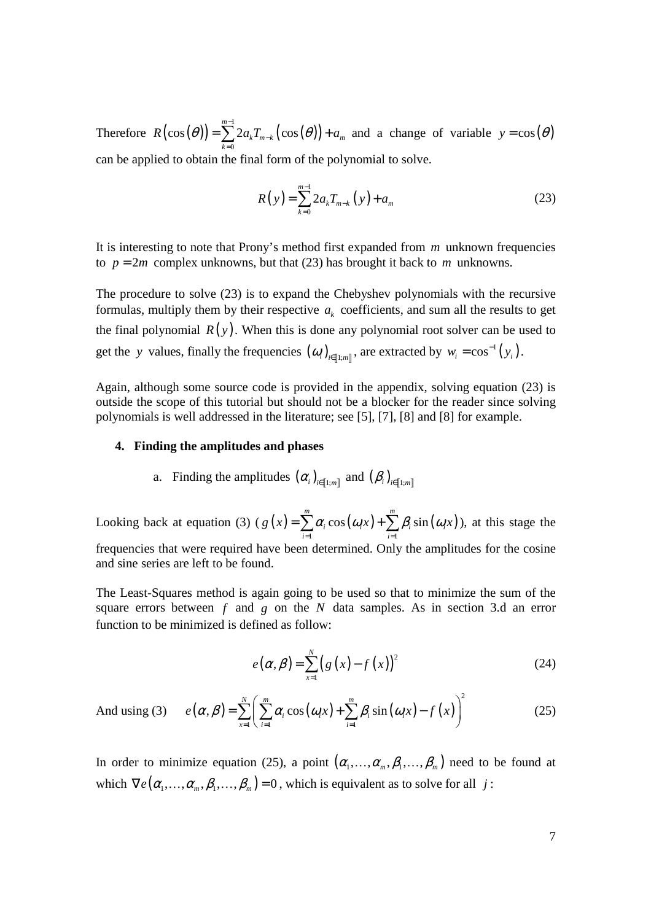Therefore $R(\cos(\theta)) = \sum_{k=0}^{m-1} 2a_k T_{m-k}(\cos(\theta)) + a_m$ and a change of variable $y = \cos(\theta)$ can be applied to obtain the final form of the polynomial to solve.

$$R(y) = \sum_{k=0}^{m-1} 2a_k T_{m-k}(y) + a_m \tag{23}$$

It is interesting to note that Prony's method first expanded from $m$ unknown frequencies to $p = 2m$ complex unknowns, but that (23) has brought it back to $m$ unknowns.

The procedure to solve (23) is to expand the Chebyshev polynomials with the recursive formulas, multiply them by their respective $a_k$ coefficients, and sum all the results to get the final polynomial $R(y)$. When this is done any polynomial root solver can be used to get the $y$ values, finally the frequencies $(\omega_i)_{i\in[\![1;m]\!]}$, are extracted by $w_i = \cos^{-1}(y_i)$.

Again, although some source code is provided in the appendix, solving equation (23) is outside the scope of this tutorial but should not be a blocker for the reader since solving polynomials is well addressed in the literature; see [5], [7], [8] and [8] for example.

## 4. Finding the amplitudes and phases

### a. Finding the amplitudes $(\alpha_i)_{i\in[\![1;m]\!]}$ and $(\beta_i)_{i\in[\![1;m]\!]}$

Looking back at equation (3) ($g(x) = \sum_{i=1}^{m} \alpha_i \cos(\omega_i x) + \sum_{i=1}^{m} \beta_i \sin(\omega_i x)$), at this stage the frequencies that were required have been determined. Only the amplitudes for the cosine and sine series are left to be found.

The Least-Squares method is again going to be used so that to minimize the sum of the square errors between $f$ and $g$ on the $N$ data samples. As in section 3.d an error function to be minimized is defined as follow:

$$e(\alpha,\beta) = \sum_{x=1}^{N} \left(g(x) - f(x)\right)^2 \tag{24}$$

And using (3)
$$e(\alpha,\beta) = \sum_{x=1}^{N} \left( \sum_{i=1}^{m} \alpha_i \cos(\omega_i x) + \sum_{i=1}^{m} \beta_i \sin(\omega_i x) - f(x) \right)^2 \tag{25}$$

In order to minimize equation (25), a point $(\alpha_1,\ldots,\alpha_m,\beta_1,\ldots,\beta_m)$ need to be found at which $\nabla e(\alpha_1,\ldots,\alpha_m,\beta_1,\ldots,\beta_m) = 0$, which is equivalent as to solve for all $j$: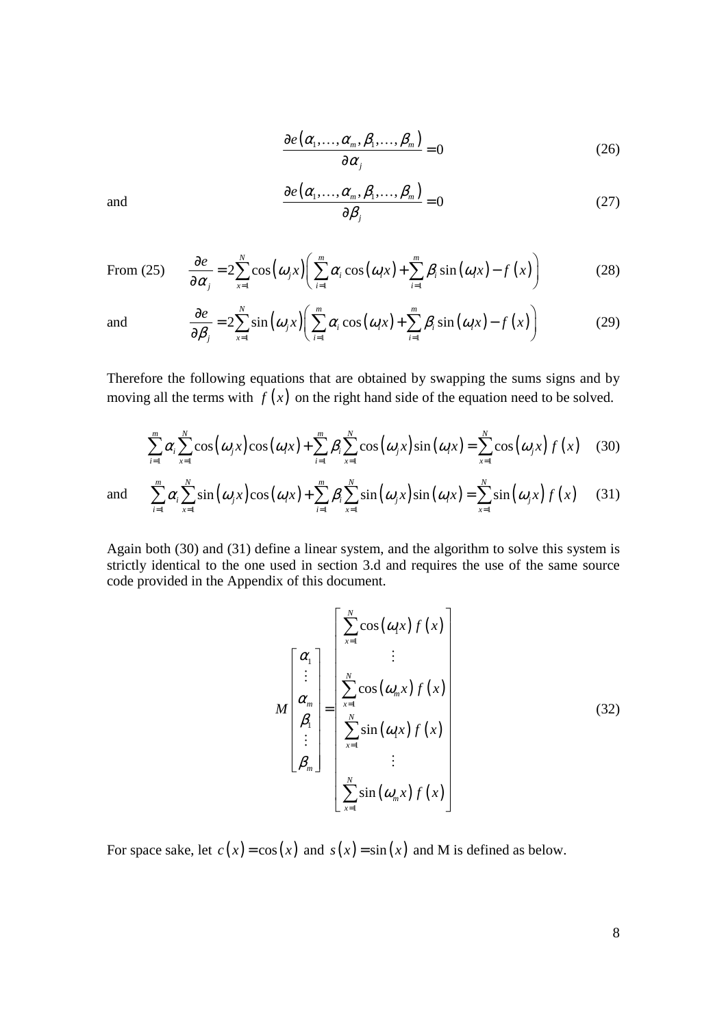$$\frac{\partial e(\alpha_1,\ldots,\alpha_m,\beta_1,\ldots,\beta_m)}{\partial \alpha_j}=0 \tag{26}$$

and

$$\frac{\partial e(\alpha_1,\ldots,\alpha_m,\beta_1,\ldots,\beta_m)}{\partial \beta_j}=0 \tag{27}$$

From (25)

$$\frac{\partial e}{\partial \alpha_j}=2\sum_{x=1}^{N}\cos(\omega_j x)\left(\sum_{i=1}^{m}\alpha_i\cos(\omega_i x)+\sum_{i=1}^{m}\beta_i\sin(\omega_i x)-f(x)\right) \tag{28}$$

and

$$\frac{\partial e}{\partial \beta_j}=2\sum_{x=1}^{N}\sin(\omega_j x)\left(\sum_{i=1}^{m}\alpha_i\cos(\omega_i x)+\sum_{i=1}^{m}\beta_i\sin(\omega_i x)-f(x)\right) \tag{29}$$

Therefore the following equations that are obtained by swapping the sums signs and by moving all the terms with $f(x)$ on the right hand side of the equation need to be solved.

$$\sum_{i=1}^{m}\alpha_i\sum_{x=1}^{N}\cos(\omega_j x)\cos(\omega_i x)+\sum_{i=1}^{m}\beta_i\sum_{x=1}^{N}\cos(\omega_j x)\sin(\omega_i x)=\sum_{x=1}^{N}\cos(\omega_j x)\,f(x) \tag{30}$$

and

$$\sum_{i=1}^{m}\alpha_i\sum_{x=1}^{N}\sin(\omega_j x)\cos(\omega_i x)+\sum_{i=1}^{m}\beta_i\sum_{x=1}^{N}\sin(\omega_j x)\sin(\omega_i x)=\sum_{x=1}^{N}\sin(\omega_j x)\,f(x) \tag{31}$$

Again both (30) and (31) define a linear system, and the algorithm to solve this system is strictly identical to the one used in section 3.d and requires the use of the same source code provided in the Appendix of this document.

$$M\begin{bmatrix}\alpha_1\\ \vdots\\ \alpha_m\\ \beta_1\\ \vdots\\ \beta_m\end{bmatrix}=\begin{bmatrix}\sum_{x=1}^{N}\cos(\omega_1 x)\,f(x)\\ \vdots\\ \sum_{x=1}^{N}\cos(\omega_m x)\,f(x)\\ \sum_{x=1}^{N}\sin(\omega_1 x)\,f(x)\\ \vdots\\ \sum_{x=1}^{N}\sin(\omega_m x)\,f(x)\end{bmatrix} \tag{32}$$

For space sake, let $c(x)=\cos(x)$ and $s(x)=\sin(x)$ and M is defined as below.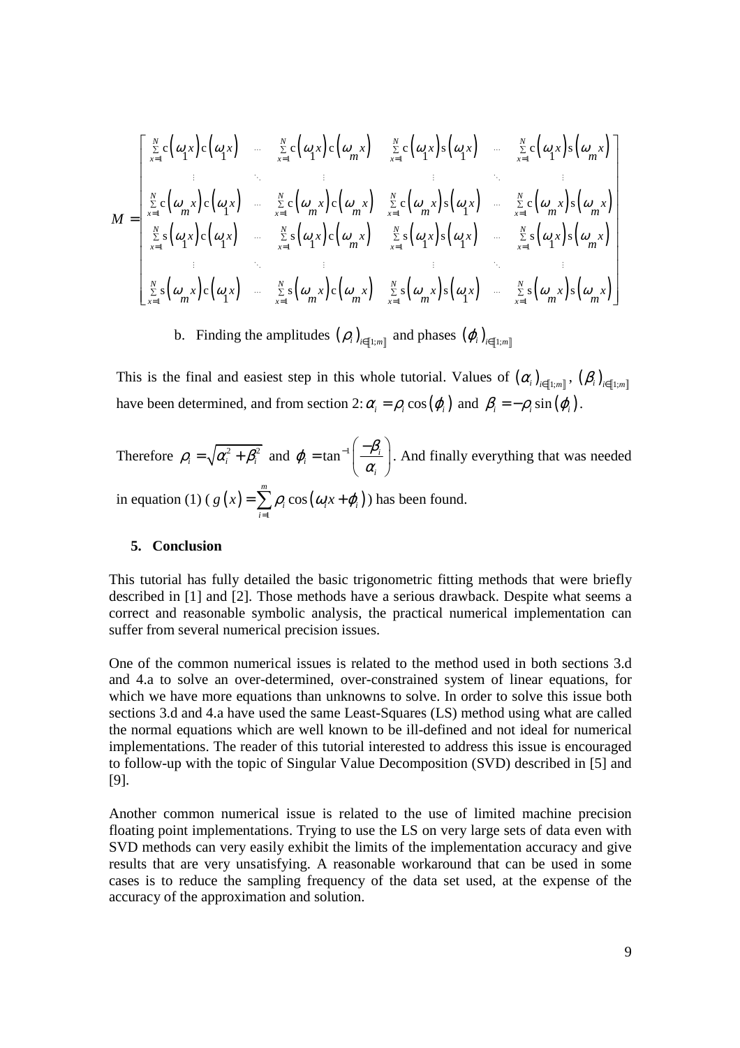$$M = \begin{bmatrix} \sum_{x=1}^{N} c(\omega_1 x) c(\omega_1 x) & \cdots & \sum_{x=1}^{N} c(\omega_1 x) c(\omega_m x) & \sum_{x=1}^{N} c(\omega_1 x) s(\omega_1 x) & \cdots & \sum_{x=1}^{N} c(\omega_1 x) s(\omega_m x) \\ \vdots & \ddots & \vdots & \vdots & \ddots & \vdots \\ \sum_{x=1}^{N} c(\omega_m x) c(\omega_1 x) & \cdots & \sum_{x=1}^{N} c(\omega_m x) c(\omega_m x) & \sum_{x=1}^{N} c(\omega_m x) s(\omega_1 x) & \cdots & \sum_{x=1}^{N} c(\omega_m x) s(\omega_m x) \\ \sum_{x=1}^{N} s(\omega_1 x) c(\omega_1 x) & \cdots & \sum_{x=1}^{N} s(\omega_1 x) c(\omega_m x) & \sum_{x=1}^{N} s(\omega_1 x) s(\omega_1 x) & \cdots & \sum_{x=1}^{N} s(\omega_1 x) s(\omega_m x) \\ \vdots & \ddots & \vdots & \vdots & \ddots & \vdots \\ \sum_{x=1}^{N} s(\omega_m x) c(\omega_1 x) & \cdots & \sum_{x=1}^{N} s(\omega_m x) c(\omega_m x) & \sum_{x=1}^{N} s(\omega_m x) s(\omega_1 x) & \cdots & \sum_{x=1}^{N} s(\omega_m x) s(\omega_m x) \end{bmatrix}$$

b. Finding the amplitudes $(\rho_i)_{i\in[\![1;m]\!]}$ and phases $(\varphi_i)_{i\in[\![1;m]\!]}$

This is the final and easiest step in this whole tutorial. Values of $(\alpha_i)_{i\in[\![1;m]\!]}$, $(\beta_i)_{i\in[\![1;m]\!]}$ have been determined, and from section 2: $\alpha_i = \rho_i \cos(\varphi_i)$ and $\beta_i = -\rho_i \sin(\varphi_i)$.

Therefore $\rho_i = \sqrt{\alpha_i^2 + \beta_i^2}$ and $\varphi_i = \tan^{-1}\left(\frac{-\beta_i}{\alpha_i}\right)$. And finally everything that was needed in equation (1) ( $g(x) = \sum_{i=1}^{m} \rho_i \cos(\omega_i x + \varphi_i)$ ) has been found.

## 5. Conclusion

This tutorial has fully detailed the basic trigonometric fitting methods that were briefly described in [1] and [2]. Those methods have a serious drawback. Despite what seems a correct and reasonable symbolic analysis, the practical numerical implementation can suffer from several numerical precision issues.

One of the common numerical issues is related to the method used in both sections 3.d and 4.a to solve an over-determined, over-constrained system of linear equations, for which we have more equations than unknowns to solve. In order to solve this issue both sections 3.d and 4.a have used the same Least-Squares (LS) method using what are called the normal equations which are well known to be ill-defined and not ideal for numerical implementations. The reader of this tutorial interested to address this issue is encouraged to follow-up with the topic of Singular Value Decomposition (SVD) described in [5] and [9].

Another common numerical issue is related to the use of limited machine precision floating point implementations. Trying to use the LS on very large sets of data even with SVD methods can very easily exhibit the limits of the implementation accuracy and give results that are very unsatisfying. A reasonable workaround that can be used in some cases is to reduce the sampling frequency of the data set used, at the expense of the accuracy of the approximation and solution.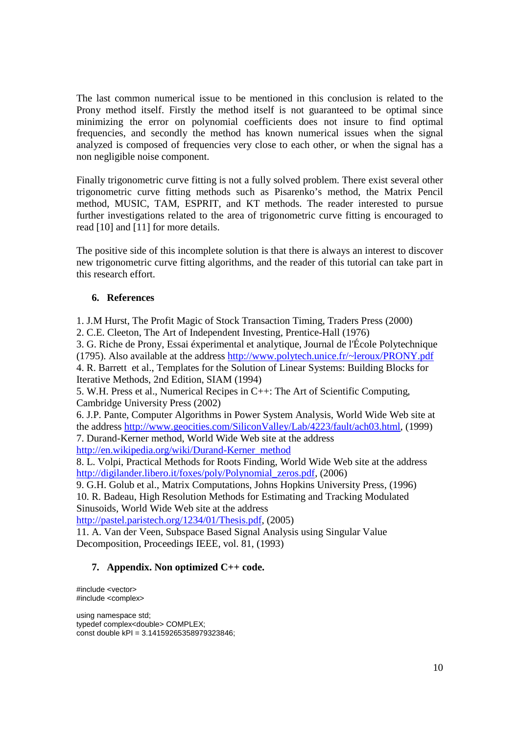The last common numerical issue to be mentioned in this conclusion is related to the Prony method itself. Firstly the method itself is not guaranteed to be optimal since minimizing the error on polynomial coefficients does not insure to find optimal frequencies, and secondly the method has known numerical issues when the signal analyzed is composed of frequencies very close to each other, or when the signal has a non negligible noise component.

Finally trigonometric curve fitting is not a fully solved problem. There exist several other trigonometric curve fitting methods such as Pisarenko's method, the Matrix Pencil method, MUSIC, TAM, ESPRIT, and KT methods. The reader interested to pursue further investigations related to the area of trigonometric curve fitting is encouraged to read [10] and [11] for more details.

The positive side of this incomplete solution is that there is always an interest to discover new trigonometric curve fitting algorithms, and the reader of this tutorial can take part in this research effort.

## 6. References

1. J.M Hurst, The Profit Magic of Stock Transaction Timing, Traders Press (2000)
2. C.E. Cleeton, The Art of Independent Investing, Prentice-Hall (1976)
3. G. Riche de Prony, Essai éxperimental et analytique, Journal de l'École Polytechnique (1795). Also available at the address http://www.polytech.unice.fr/~leroux/PRONY.pdf
4. R. Barrett et al., Templates for the Solution of Linear Systems: Building Blocks for Iterative Methods, 2nd Edition, SIAM (1994)
5. W.H. Press et al., Numerical Recipes in C++: The Art of Scientific Computing, Cambridge University Press (2002)
6. J.P. Pante, Computer Algorithms in Power System Analysis, World Wide Web site at the address http://www.geocities.com/SiliconValley/Lab/4223/fault/ach03.html, (1999)
7. Durand-Kerner method, World Wide Web site at the address http://en.wikipedia.org/wiki/Durand-Kerner_method
8. L. Volpi, Practical Methods for Roots Finding, World Wide Web site at the address http://digilander.libero.it/foxes/poly/Polynomial_zeros.pdf, (2006)
9. G.H. Golub et al., Matrix Computations, Johns Hopkins University Press, (1996)
10. R. Badeau, High Resolution Methods for Estimating and Tracking Modulated Sinusoids, World Wide Web site at the address http://pastel.paristech.org/1234/01/Thesis.pdf, (2005)
11. A. Van der Veen, Subspace Based Signal Analysis using Singular Value Decomposition, Proceedings IEEE, vol. 81, (1993)

## 7. Appendix. Non optimized C++ code.

```
#include <vector>
#include <complex>

using namespace std;
typedef complex<double> COMPLEX;
const double kPI = 3.14159265358979323846;
```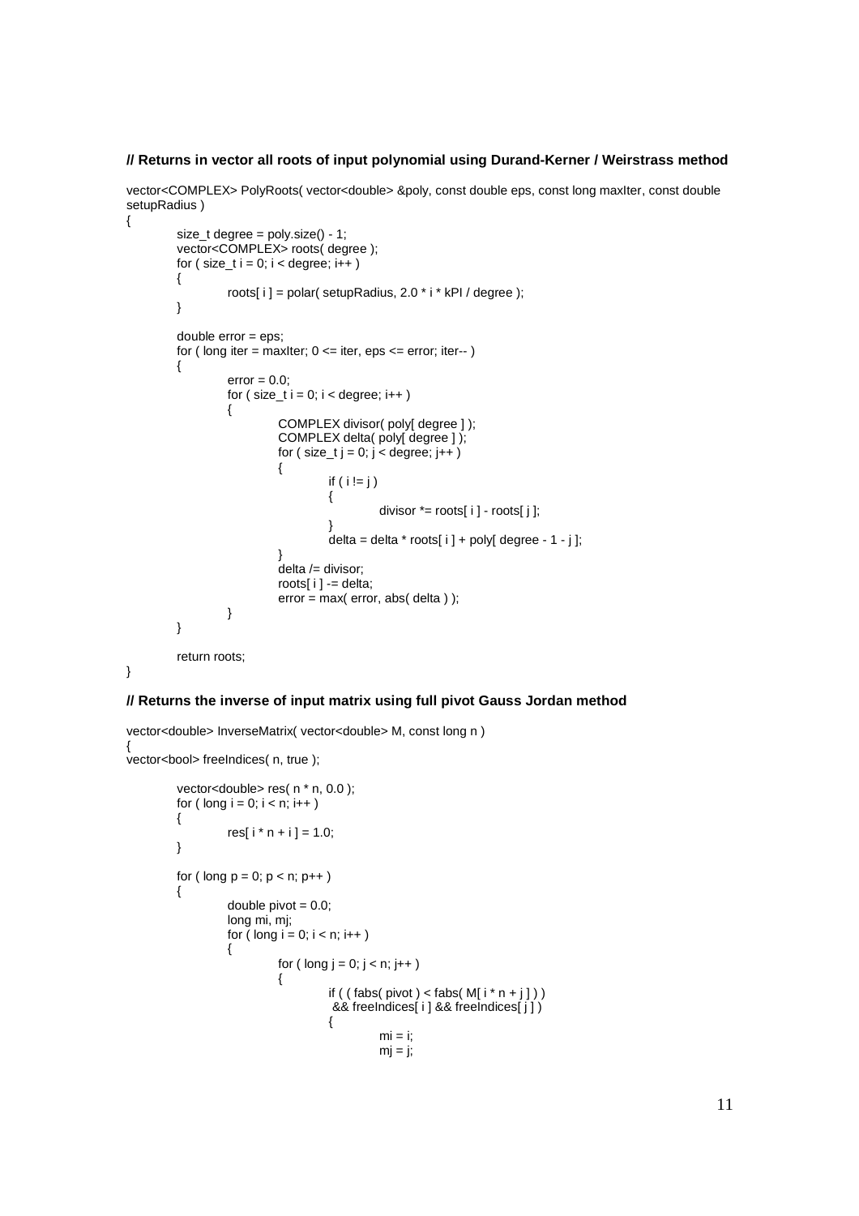**// Returns in vector all roots of input polynomial using Durand-Kerner / Weirstrass method**

```
vector<COMPLEX> PolyRoots( vector<double> &poly, const double eps, const long maxIter, const double setupRadius )
{
	size_t degree = poly.size() - 1;
	vector<COMPLEX> roots( degree );
	for ( size_t i = 0; i < degree; i++ )
	{
		roots[ i ] = polar( setupRadius, 2.0 * i * kPI / degree );
	}

	double error = eps;
	for ( long iter = maxIter; 0 <= iter, eps <= error; iter-- )
	{
		error = 0.0;
		for ( size_t i = 0; i < degree; i++ )
		{
			COMPLEX divisor( poly[ degree ] );
			COMPLEX delta( poly[ degree ] );
			for ( size_t j = 0; j < degree; j++ )
			{
				if ( i != j )
				{
					divisor *= roots[ i ] - roots[ j ];
				}
				delta = delta * roots[ i ] + poly[ degree - 1 - j ];
			}
			delta /= divisor;
			roots[ i ] -= delta;
			error = max( error, abs( delta ) );
		}
	}

	return roots;
}
```

**// Returns the inverse of input matrix using full pivot Gauss Jordan method**

```
vector<double> InverseMatrix( vector<double> M, const long n )
{
vector<bool> freeIndices( n, true );

	vector<double> res( n * n, 0.0 );
	for ( long i = 0; i < n; i++ )
	{
		res[ i * n + i ] = 1.0;
	}

	for ( long p = 0; p < n; p++ )
	{
		double pivot = 0.0;
		long mi, mj;
		for ( long i = 0; i < n; i++ )
		{
			for ( long j = 0; j < n; j++ )
			{
				if ( ( fabs( pivot ) < fabs( M[ i * n + j ] ) )
				 && freeIndices[ i ] && freeIndices[ j ] )
				{
					mi = i;
					mj = j;
```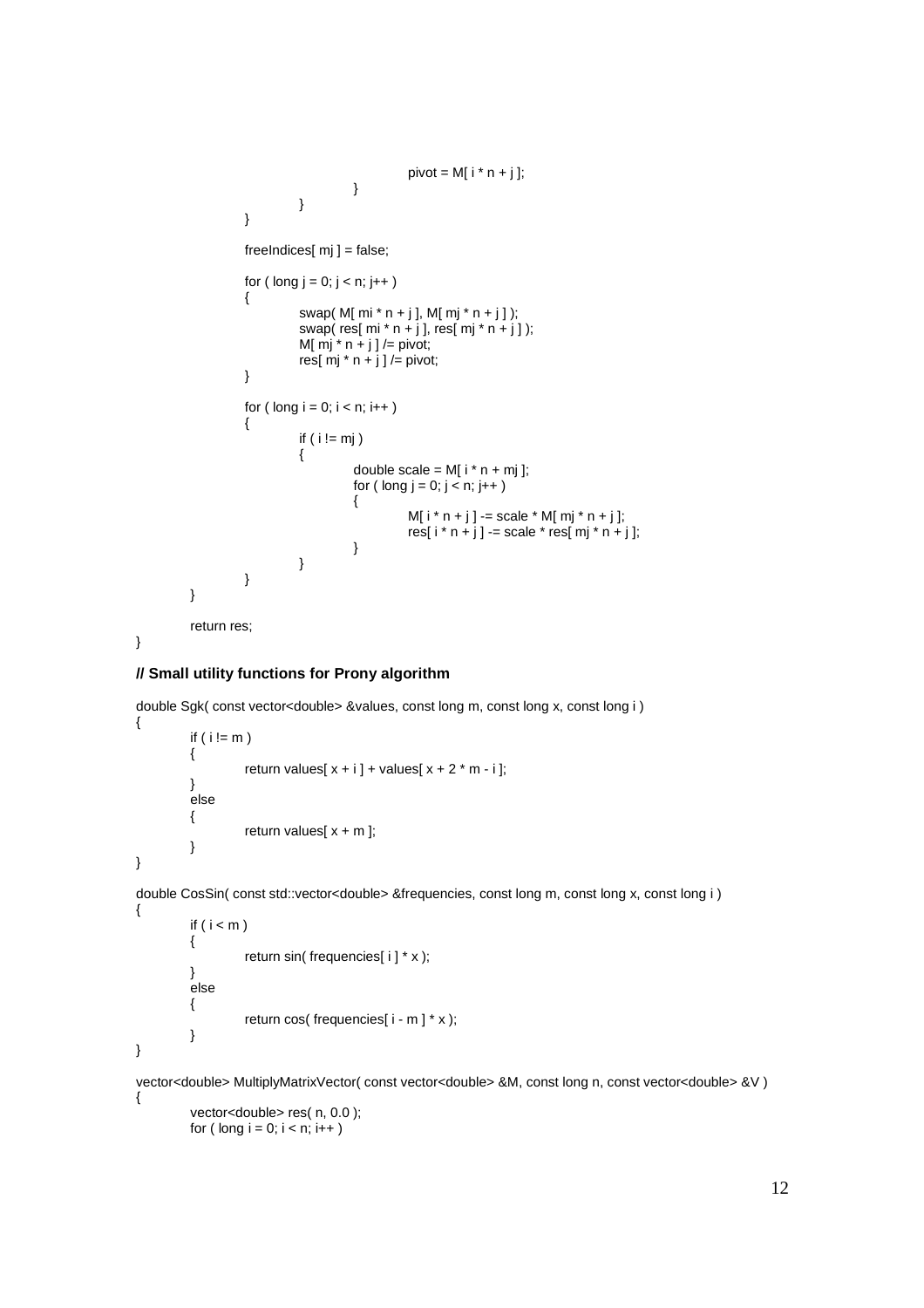```
                        pivot = M[ i * n + j ];
                    }
                }
            }

            freeIndices[ mj ] = false;

            for ( long j = 0; j < n; j++ )
            {
                swap( M[ mi * n + j ], M[ mj * n + j ] );
                swap( res[ mi * n + j ], res[ mj * n + j ] );
                M[ mj * n + j ] /= pivot;
                res[ mj * n + j ] /= pivot;
            }

            for ( long i = 0; i < n; i++ )
            {
                if ( i != mj )
                {
                    double scale = M[ i * n + mj ];
                    for ( long j = 0; j < n; j++ )
                    {
                        M[ i * n + j ] -= scale * M[ mj * n + j ];
                        res[ i * n + j ] -= scale * res[ mj * n + j ];
                    }
                }
            }
        }

        return res;
}
```

**// Small utility functions for Prony algorithm**

```
double Sgk( const vector<double> &values, const long m, const long x, const long i )
{
        if ( i != m )
        {
                return values[ x + i ] + values[ x + 2 * m - i ];
        }
        else
        {
                return values[ x + m ];
        }
}

double CosSin( const std::vector<double> &frequencies, const long m, const long x, const long i )
{
        if ( i < m )
        {
                return sin( frequencies[ i ] * x );
        }
        else
        {
                return cos( frequencies[ i - m ] * x );
        }
}

vector<double> MultiplyMatrixVector( const vector<double> &M, const long n, const vector<double> &V )
{
        vector<double> res( n, 0.0 );
        for ( long i = 0; i < n; i++ )
```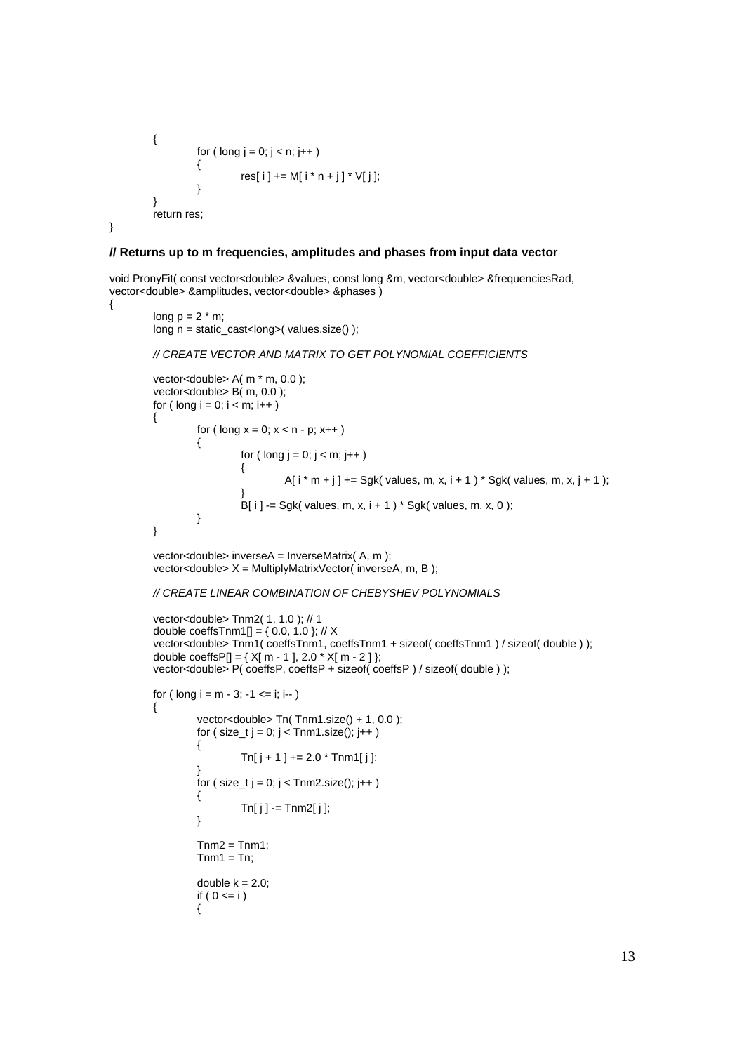```
    {
        for ( long j = 0; j < n; j++ )
        {
            res[ i ] += M[ i * n + j ] * V[ j ];
        }
    }
    return res;
}
```

**// Returns up to m frequencies, amplitudes and phases from input data vector**

```
void PronyFit( const vector<double> &values, const long &m, vector<double> &frequenciesRad,
vector<double> &amplitudes, vector<double> &phases )
{
    long p = 2 * m;
    long n = static_cast<long>( values.size() );

    // CREATE VECTOR AND MATRIX TO GET POLYNOMIAL COEFFICIENTS

    vector<double> A( m * m, 0.0 );
    vector<double> B( m, 0.0 );
    for ( long i = 0; i < m; i++ )
    {
        for ( long x = 0; x < n - p; x++ )
        {
            for ( long j = 0; j < m; j++ )
            {
                A[ i * m + j ] += Sgk( values, m, x, i + 1 ) * Sgk( values, m, x, j + 1 );
            }
            B[ i ] -= Sgk( values, m, x, i + 1 ) * Sgk( values, m, x, 0 );
        }
    }

    vector<double> inverseA = InverseMatrix( A, m );
    vector<double> X = MultiplyMatrixVector( inverseA, m, B );

    // CREATE LINEAR COMBINATION OF CHEBYSHEV POLYNOMIALS

    vector<double> Tnm2( 1, 1.0 ); // 1
    double coeffsTnm1[] = { 0.0, 1.0 }; // X
    vector<double> Tnm1( coeffsTnm1, coeffsTnm1 + sizeof( coeffsTnm1 ) / sizeof( double ) );
    double coeffsP[] = { X[ m - 1 ], 2.0 * X[ m - 2 ] };
    vector<double> P( coeffsP, coeffsP + sizeof( coeffsP ) / sizeof( double ) );

    for ( long i = m - 3; -1 <= i; i-- )
    {
        vector<double> Tn( Tnm1.size() + 1, 0.0 );
        for ( size_t j = 0; j < Tnm1.size(); j++ )
        {
            Tn[ j + 1 ] += 2.0 * Tnm1[ j ];
        }
        for ( size_t j = 0; j < Tnm2.size(); j++ )
        {
            Tn[ j ] -= Tnm2[ j ];
        }

        Tnm2 = Tnm1;
        Tnm1 = Tn;

        double k = 2.0;
        if ( 0 <= i )
        {
```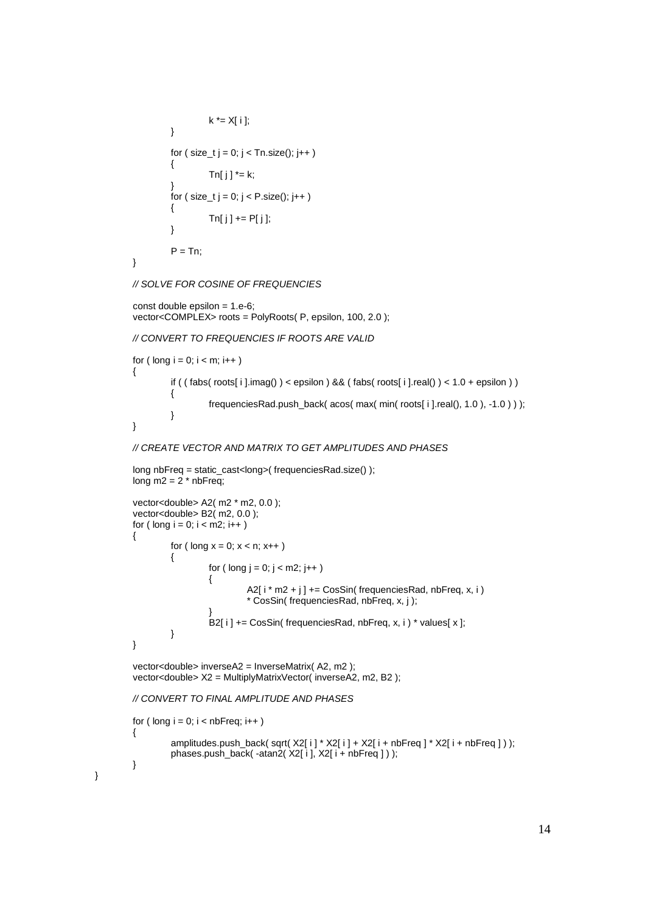```
                k *= X[ i ];
            }

            for ( size_t j = 0; j < Tn.size(); j++ )
            {
                Tn[ j ] *= k;
            }
            for ( size_t j = 0; j < P.size(); j++ )
            {
                Tn[ j ] += P[ j ];
            }

            P = Tn;
        }

        // SOLVE FOR COSINE OF FREQUENCIES

        const double epsilon = 1.e-6;
        vector<COMPLEX> roots = PolyRoots( P, epsilon, 100, 2.0 );

        // CONVERT TO FREQUENCIES IF ROOTS ARE VALID

        for ( long i = 0; i < m; i++ )
        {
            if ( ( fabs( roots[ i ].imag() ) < epsilon ) && ( fabs( roots[ i ].real() ) < 1.0 + epsilon ) )
            {
                frequenciesRad.push_back( acos( max( min( roots[ i ].real(), 1.0 ), -1.0 ) ) );
            }
        }

        // CREATE VECTOR AND MATRIX TO GET AMPLITUDES AND PHASES

        long nbFreq = static_cast<long>( frequenciesRad.size() );
        long m2 = 2 * nbFreq;

        vector<double> A2( m2 * m2, 0.0 );
        vector<double> B2( m2, 0.0 );
        for ( long i = 0; i < m2; i++ )
        {
            for ( long x = 0; x < n; x++ )
            {
                for ( long j = 0; j < m2; j++ )
                {
                    A2[ i * m2 + j ] += CosSin( frequenciesRad, nbFreq, x, i )
                    * CosSin( frequenciesRad, nbFreq, x, j );
                }
                B2[ i ] += CosSin( frequenciesRad, nbFreq, x, i ) * values[ x ];
            }
        }

        vector<double> inverseA2 = InverseMatrix( A2, m2 );
        vector<double> X2 = MultiplyMatrixVector( inverseA2, m2, B2 );

        // CONVERT TO FINAL AMPLITUDE AND PHASES

        for ( long i = 0; i < nbFreq; i++ )
        {
            amplitudes.push_back( sqrt( X2[ i ] * X2[ i ] + X2[ i + nbFreq ] * X2[ i + nbFreq ] ) );
            phases.push_back( -atan2( X2[ i ], X2[ i + nbFreq ] ) );
        }
}
```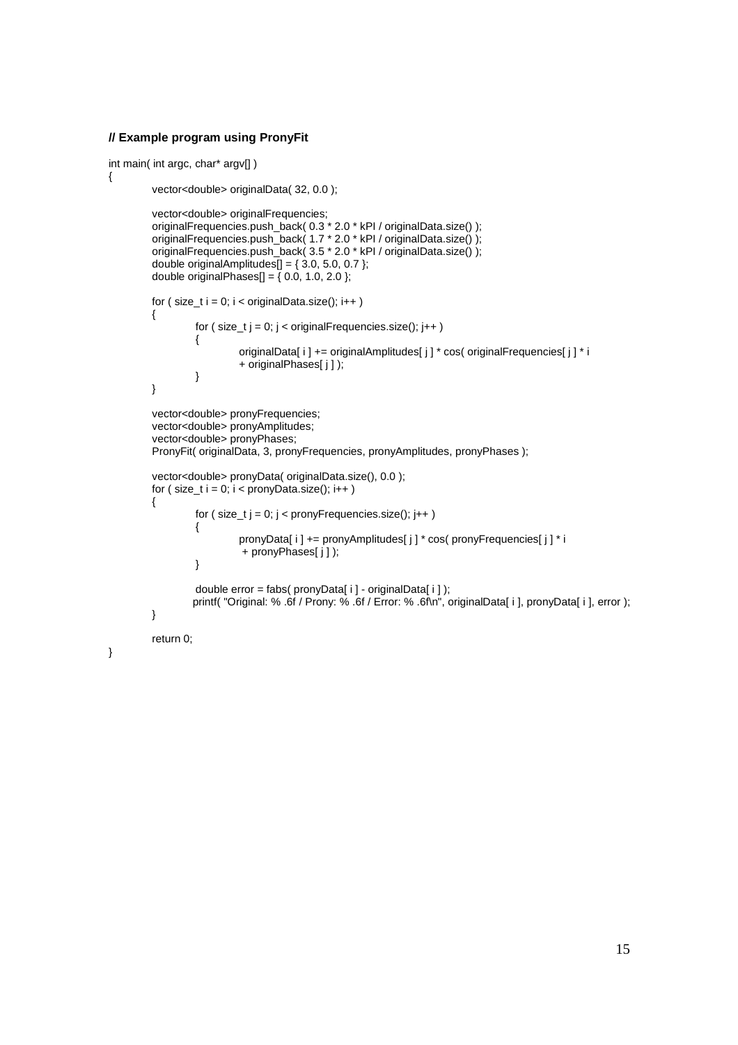**// Example program using PronyFit**

```
int main( int argc, char* argv[] )
{
	vector<double> originalData( 32, 0.0 );

	vector<double> originalFrequencies;
	originalFrequencies.push_back( 0.3 * 2.0 * kPI / originalData.size() );
	originalFrequencies.push_back( 1.7 * 2.0 * kPI / originalData.size() );
	originalFrequencies.push_back( 3.5 * 2.0 * kPI / originalData.size() );
	double originalAmplitudes[] = { 3.0, 5.0, 0.7 };
	double originalPhases[] = { 0.0, 1.0, 2.0 };

	for ( size_t i = 0; i < originalData.size(); i++ )
	{
		for ( size_t j = 0; j < originalFrequencies.size(); j++ )
		{
			originalData[ i ] += originalAmplitudes[ j ] * cos( originalFrequencies[ j ] * i
			+ originalPhases[ j ] );
		}
	}

	vector<double> pronyFrequencies;
	vector<double> pronyAmplitudes;
	vector<double> pronyPhases;
	PronyFit( originalData, 3, pronyFrequencies, pronyAmplitudes, pronyPhases );

	vector<double> pronyData( originalData.size(), 0.0 );
	for ( size_t i = 0; i < pronyData.size(); i++ )
	{
		for ( size_t j = 0; j < pronyFrequencies.size(); j++ )
		{
			pronyData[ i ] += pronyAmplitudes[ j ] * cos( pronyFrequencies[ j ] * i
			 + pronyPhases[ j ] );
		}

		double error = fabs( pronyData[ i ] - originalData[ i ] );
		printf( "Original: % .6f / Prony: % .6f / Error: % .6f\n", originalData[ i ], pronyData[ i ], error );
	}

	return 0;
}
```